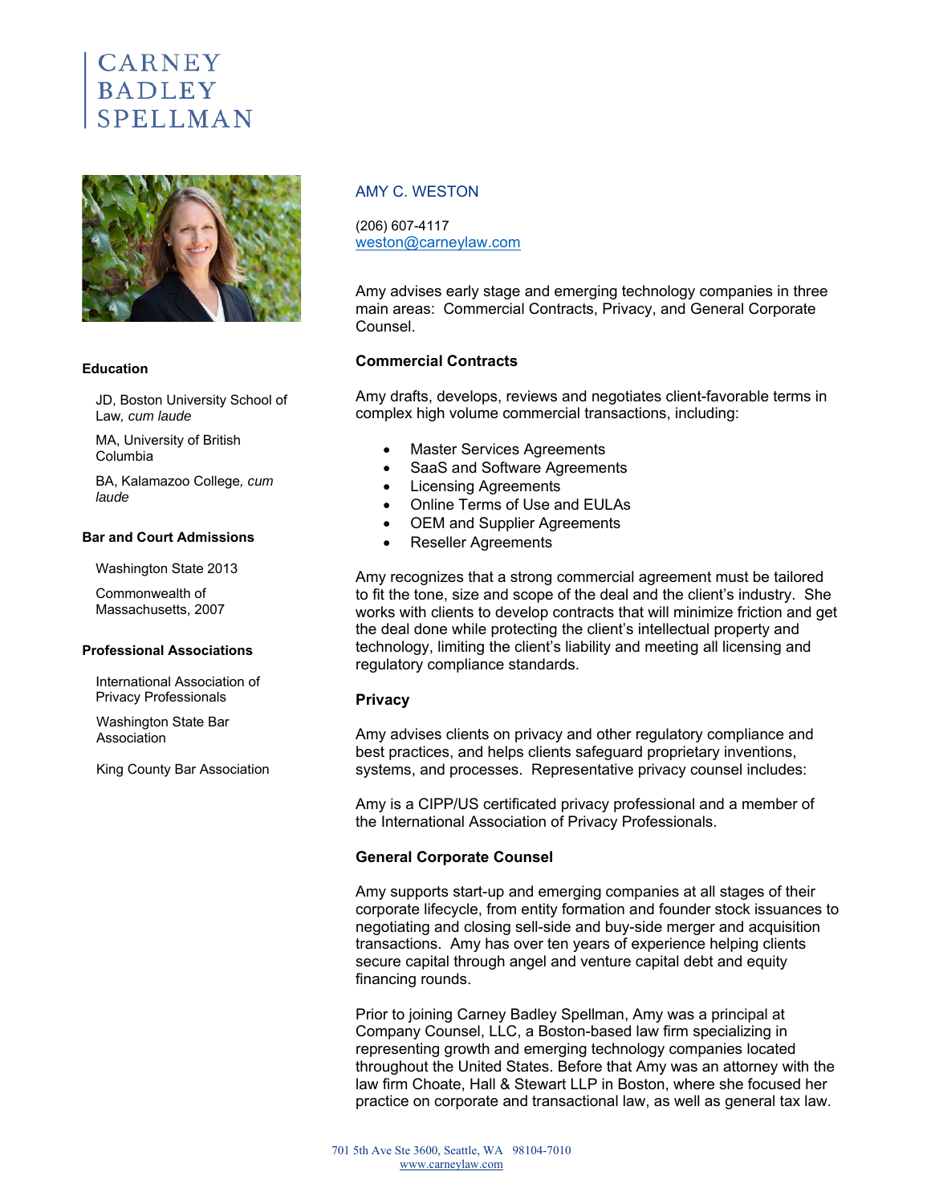# CARNEY BADLEY SPELLMAN

## AMY C. WESTON

(206) 607-4117
weston@carneylaw.com

Amy advises early stage and emerging technology companies in three main areas: Commercial Contracts, Privacy, and General Corporate Counsel.

### Commercial Contracts

Amy drafts, develops, reviews and negotiates client-favorable terms in complex high volume commercial transactions, including:

- Master Services Agreements
- SaaS and Software Agreements
- Licensing Agreements
- Online Terms of Use and EULAs
- OEM and Supplier Agreements
- Reseller Agreements

Amy recognizes that a strong commercial agreement must be tailored to fit the tone, size and scope of the deal and the client's industry. She works with clients to develop contracts that will minimize friction and get the deal done while protecting the client's intellectual property and technology, limiting the client's liability and meeting all licensing and regulatory compliance standards.

### Privacy

Amy advises clients on privacy and other regulatory compliance and best practices, and helps clients safeguard proprietary inventions, systems, and processes. Representative privacy counsel includes:

Amy is a CIPP/US certificated privacy professional and a member of the International Association of Privacy Professionals.

### General Corporate Counsel

Amy supports start-up and emerging companies at all stages of their corporate lifecycle, from entity formation and founder stock issuances to negotiating and closing sell-side and buy-side merger and acquisition transactions. Amy has over ten years of experience helping clients secure capital through angel and venture capital debt and equity financing rounds.

Prior to joining Carney Badley Spellman, Amy was a principal at Company Counsel, LLC, a Boston-based law firm specializing in representing growth and emerging technology companies located throughout the United States. Before that Amy was an attorney with the law firm Choate, Hall & Stewart LLP in Boston, where she focused her practice on corporate and transactional law, as well as general tax law.

### Education

JD, Boston University School of Law, *cum laude*

MA, University of British Columbia

BA, Kalamazoo College, *cum laude*

### Bar and Court Admissions

Washington State 2013

Commonwealth of Massachusetts, 2007

### Professional Associations

International Association of Privacy Professionals

Washington State Bar Association

King County Bar Association

701 5th Ave Ste 3600, Seattle, WA 98104-7010
www.carneylaw.com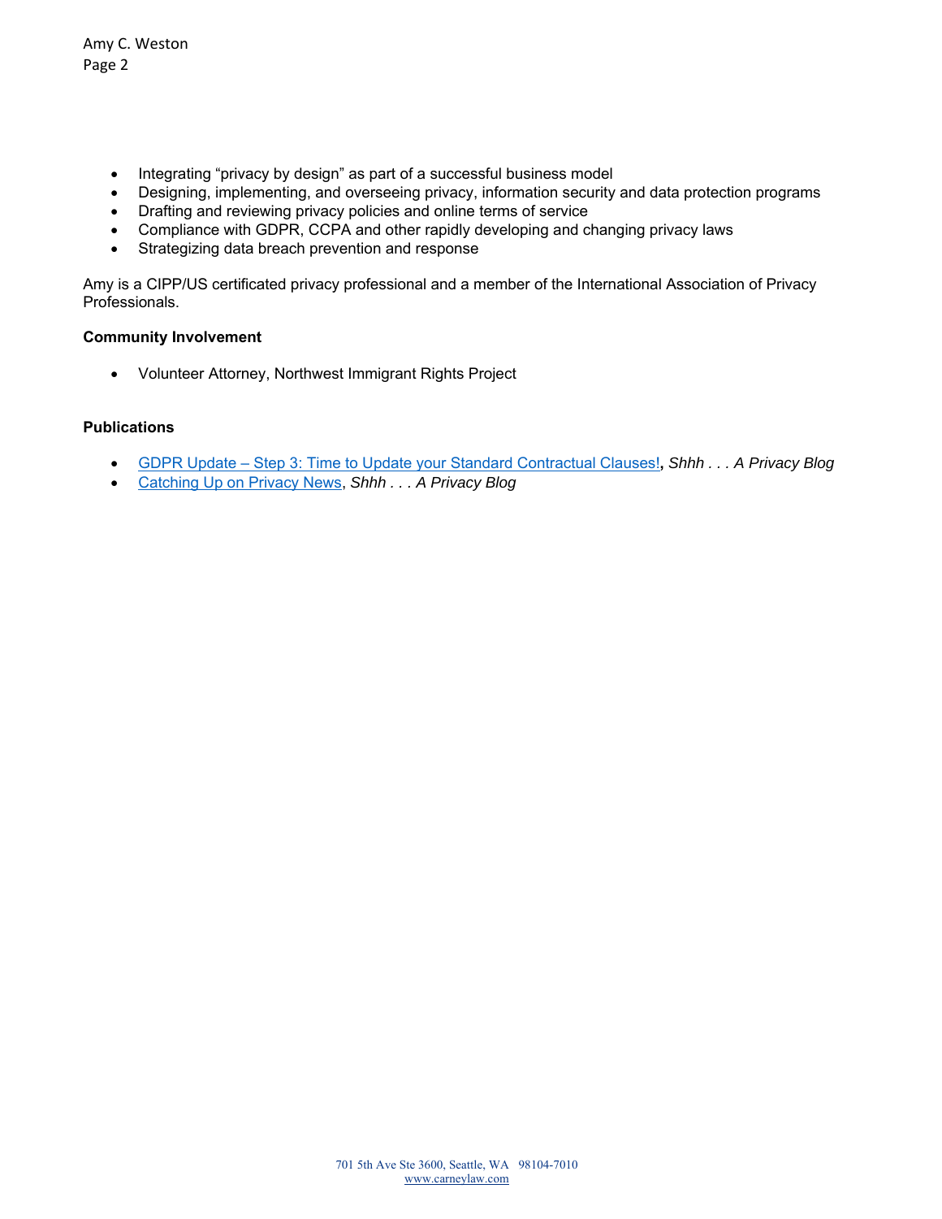- Integrating “privacy by design” as part of a successful business model
- Designing, implementing, and overseeing privacy, information security and data protection programs
- Drafting and reviewing privacy policies and online terms of service
- Compliance with GDPR, CCPA and other rapidly developing and changing privacy laws
- Strategizing data breach prevention and response

Amy is a CIPP/US certificated privacy professional and a member of the International Association of Privacy Professionals.

**Community Involvement**

- Volunteer Attorney, Northwest Immigrant Rights Project

**Publications**

- GDPR Update – Step 3: Time to Update your Standard Contractual Clauses!**,** *Shhh . . . A Privacy Blog*
- Catching Up on Privacy News, *Shhh . . . A Privacy Blog*

701 5th Ave Ste 3600, Seattle, WA 98104-7010
www.carneylaw.com